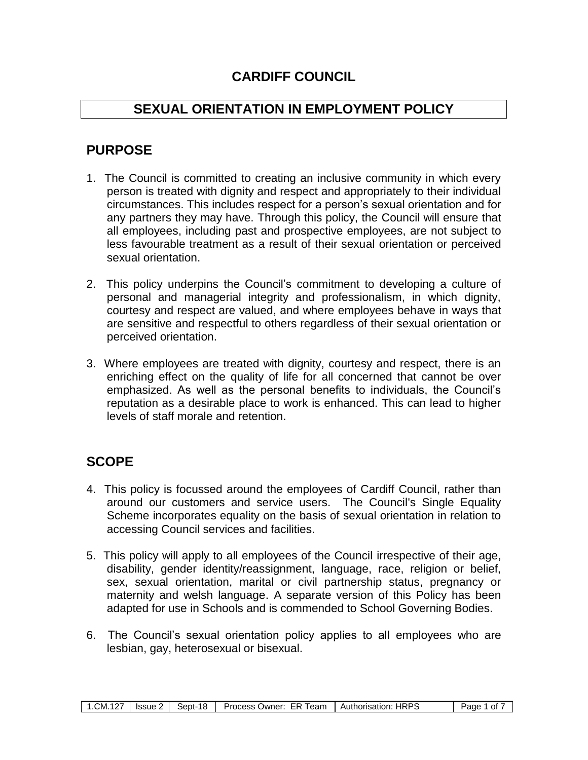# CARDIFF COUNCIL

## SEXUAL ORIENTATION IN EMPLOYMENT POLICY

## PURPOSE

1. The Council is committed to creating an inclusive community in which every person is treated with dignity and respect and appropriately to their individual circumstances. This includes respect for a person's sexual orientation and for any partners they may have. Through this policy, the Council will ensure that all employees, including past and prospective employees, are not subject to less favourable treatment as a result of their sexual orientation or perceived sexual orientation.

2. This policy underpins the Council's commitment to developing a culture of personal and managerial integrity and professionalism, in which dignity, courtesy and respect are valued, and where employees behave in ways that are sensitive and respectful to others regardless of their sexual orientation or perceived orientation.

3. Where employees are treated with dignity, courtesy and respect, there is an enriching effect on the quality of life for all concerned that cannot be over emphasized. As well as the personal benefits to individuals, the Council's reputation as a desirable place to work is enhanced. This can lead to higher levels of staff morale and retention.

## SCOPE

4. This policy is focussed around the employees of Cardiff Council, rather than around our customers and service users. The Council's Single Equality Scheme incorporates equality on the basis of sexual orientation in relation to accessing Council services and facilities.

5. This policy will apply to all employees of the Council irrespective of their age, disability, gender identity/reassignment, language, race, religion or belief, sex, sexual orientation, marital or civil partnership status, pregnancy or maternity and welsh language. A separate version of this Policy has been adapted for use in Schools and is commended to School Governing Bodies.

6. The Council's sexual orientation policy applies to all employees who are lesbian, gay, heterosexual or bisexual.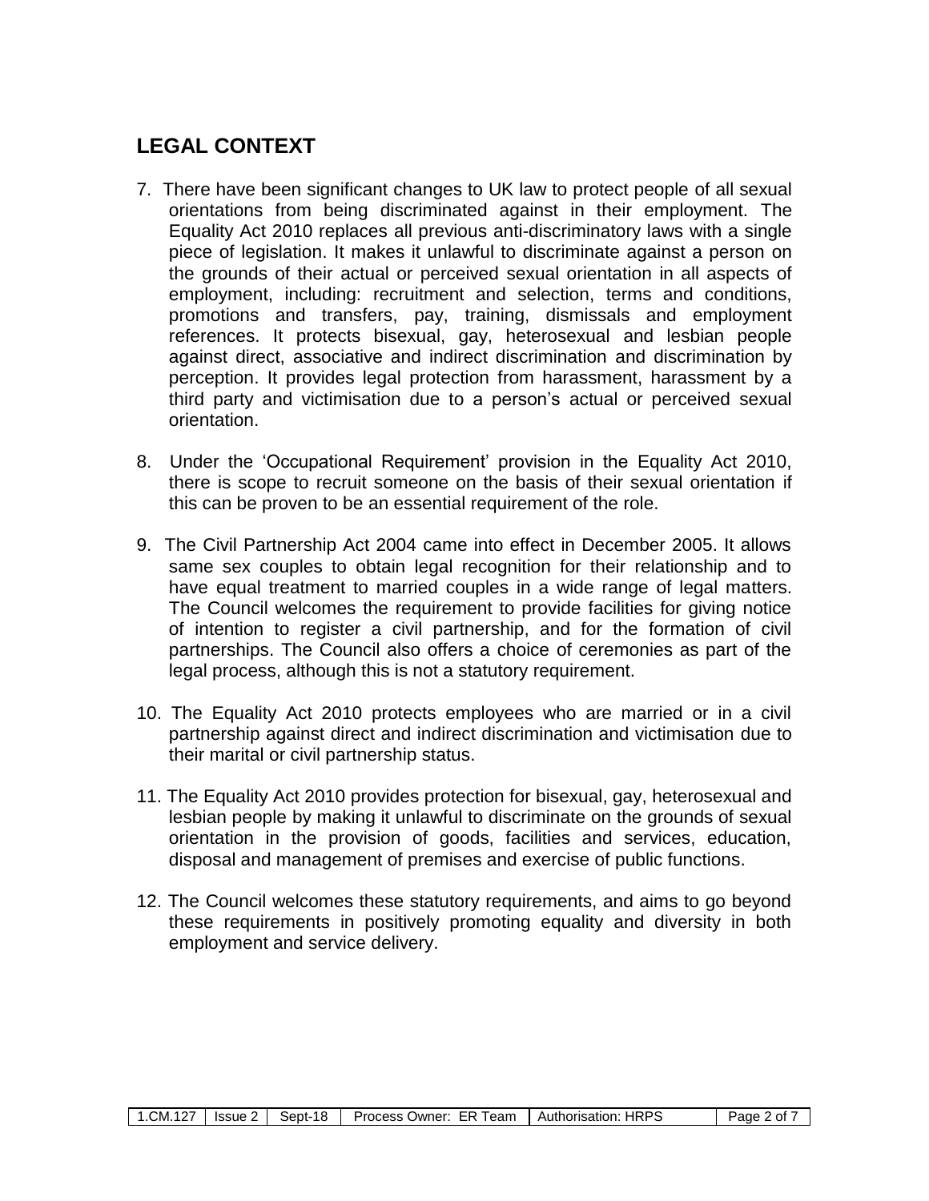## LEGAL CONTEXT

7. There have been significant changes to UK law to protect people of all sexual orientations from being discriminated against in their employment. The Equality Act 2010 replaces all previous anti-discriminatory laws with a single piece of legislation. It makes it unlawful to discriminate against a person on the grounds of their actual or perceived sexual orientation in all aspects of employment, including: recruitment and selection, terms and conditions, promotions and transfers, pay, training, dismissals and employment references. It protects bisexual, gay, heterosexual and lesbian people against direct, associative and indirect discrimination and discrimination by perception. It provides legal protection from harassment, harassment by a third party and victimisation due to a person's actual or perceived sexual orientation.

8. Under the 'Occupational Requirement' provision in the Equality Act 2010, there is scope to recruit someone on the basis of their sexual orientation if this can be proven to be an essential requirement of the role.

9. The Civil Partnership Act 2004 came into effect in December 2005. It allows same sex couples to obtain legal recognition for their relationship and to have equal treatment to married couples in a wide range of legal matters. The Council welcomes the requirement to provide facilities for giving notice of intention to register a civil partnership, and for the formation of civil partnerships. The Council also offers a choice of ceremonies as part of the legal process, although this is not a statutory requirement.

10. The Equality Act 2010 protects employees who are married or in a civil partnership against direct and indirect discrimination and victimisation due to their marital or civil partnership status.

11. The Equality Act 2010 provides protection for bisexual, gay, heterosexual and lesbian people by making it unlawful to discriminate on the grounds of sexual orientation in the provision of goods, facilities and services, education, disposal and management of premises and exercise of public functions.

12. The Council welcomes these statutory requirements, and aims to go beyond these requirements in positively promoting equality and diversity in both employment and service delivery.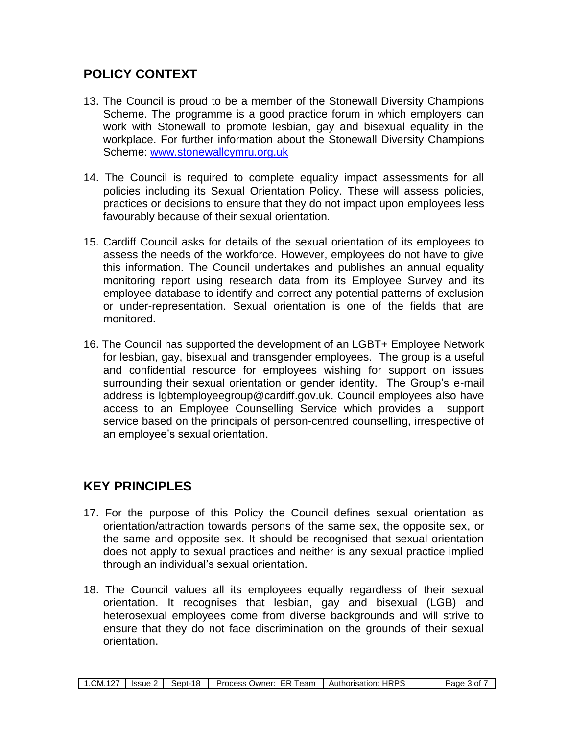## POLICY CONTEXT

13. The Council is proud to be a member of the Stonewall Diversity Champions Scheme. The programme is a good practice forum in which employers can work with Stonewall to promote lesbian, gay and bisexual equality in the workplace. For further information about the Stonewall Diversity Champions Scheme: [www.stonewallcymru.org.uk](http://www.stonewallcymru.org.uk)

14. The Council is required to complete equality impact assessments for all policies including its Sexual Orientation Policy. These will assess policies, practices or decisions to ensure that they do not impact upon employees less favourably because of their sexual orientation.

15. Cardiff Council asks for details of the sexual orientation of its employees to assess the needs of the workforce. However, employees do not have to give this information. The Council undertakes and publishes an annual equality monitoring report using research data from its Employee Survey and its employee database to identify and correct any potential patterns of exclusion or under-representation. Sexual orientation is one of the fields that are monitored.

16. The Council has supported the development of an LGBT+ Employee Network for lesbian, gay, bisexual and transgender employees. The group is a useful and confidential resource for employees wishing for support on issues surrounding their sexual orientation or gender identity. The Group's e-mail address is lgbtemployeegroup@cardiff.gov.uk. Council employees also have access to an Employee Counselling Service which provides a support service based on the principals of person-centred counselling, irrespective of an employee's sexual orientation.

## KEY PRINCIPLES

17. For the purpose of this Policy the Council defines sexual orientation as orientation/attraction towards persons of the same sex, the opposite sex, or the same and opposite sex. It should be recognised that sexual orientation does not apply to sexual practices and neither is any sexual practice implied through an individual's sexual orientation.

18. The Council values all its employees equally regardless of their sexual orientation. It recognises that lesbian, gay and bisexual (LGB) and heterosexual employees come from diverse backgrounds and will strive to ensure that they do not face discrimination on the grounds of their sexual orientation.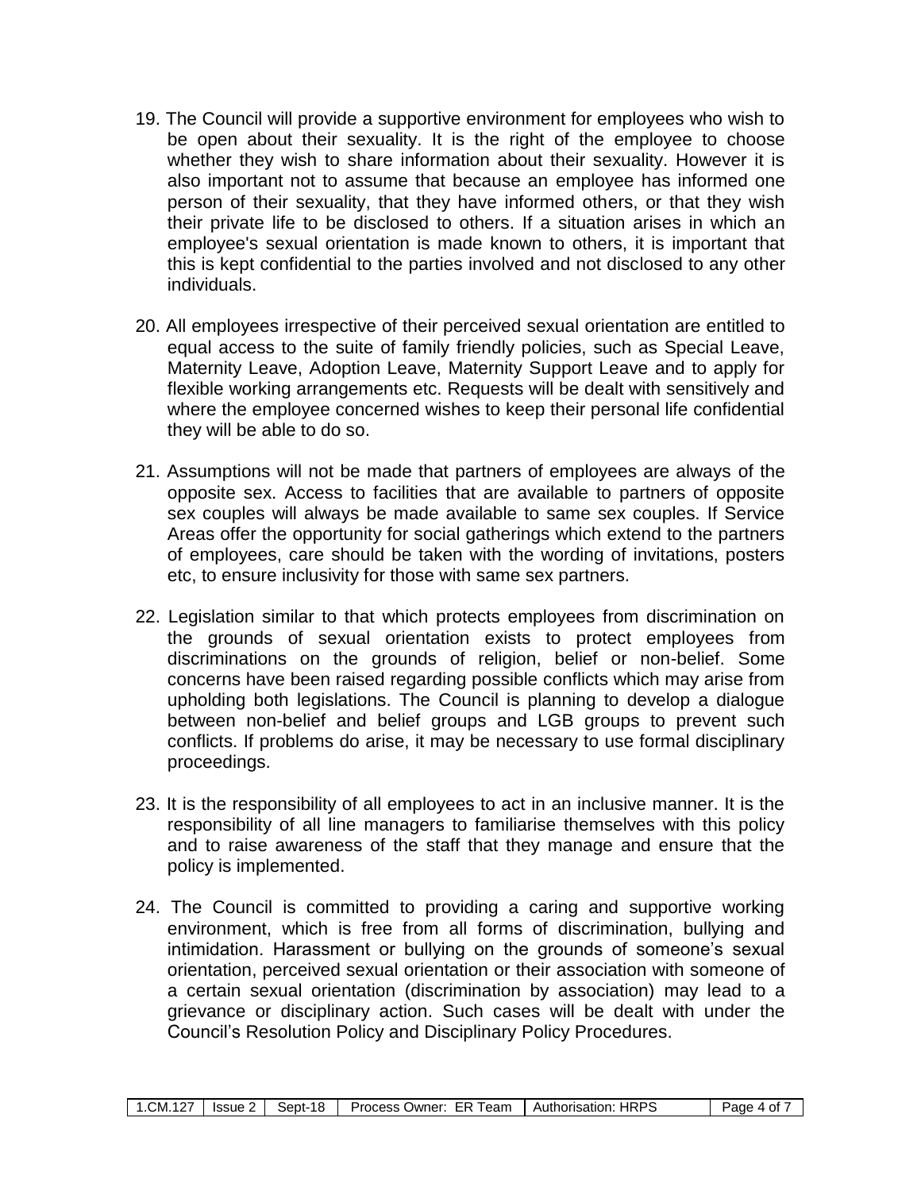19. The Council will provide a supportive environment for employees who wish to be open about their sexuality. It is the right of the employee to choose whether they wish to share information about their sexuality. However it is also important not to assume that because an employee has informed one person of their sexuality, that they have informed others, or that they wish their private life to be disclosed to others. If a situation arises in which an employee's sexual orientation is made known to others, it is important that this is kept confidential to the parties involved and not disclosed to any other individuals.

20. All employees irrespective of their perceived sexual orientation are entitled to equal access to the suite of family friendly policies, such as Special Leave, Maternity Leave, Adoption Leave, Maternity Support Leave and to apply for flexible working arrangements etc. Requests will be dealt with sensitively and where the employee concerned wishes to keep their personal life confidential they will be able to do so.

21. Assumptions will not be made that partners of employees are always of the opposite sex. Access to facilities that are available to partners of opposite sex couples will always be made available to same sex couples. If Service Areas offer the opportunity for social gatherings which extend to the partners of employees, care should be taken with the wording of invitations, posters etc, to ensure inclusivity for those with same sex partners.

22. Legislation similar to that which protects employees from discrimination on the grounds of sexual orientation exists to protect employees from discriminations on the grounds of religion, belief or non-belief. Some concerns have been raised regarding possible conflicts which may arise from upholding both legislations. The Council is planning to develop a dialogue between non-belief and belief groups and LGB groups to prevent such conflicts. If problems do arise, it may be necessary to use formal disciplinary proceedings.

23. It is the responsibility of all employees to act in an inclusive manner. It is the responsibility of all line managers to familiarise themselves with this policy and to raise awareness of the staff that they manage and ensure that the policy is implemented.

24. The Council is committed to providing a caring and supportive working environment, which is free from all forms of discrimination, bullying and intimidation. Harassment or bullying on the grounds of someone's sexual orientation, perceived sexual orientation or their association with someone of a certain sexual orientation (discrimination by association) may lead to a grievance or disciplinary action. Such cases will be dealt with under the Council's Resolution Policy and Disciplinary Policy Procedures.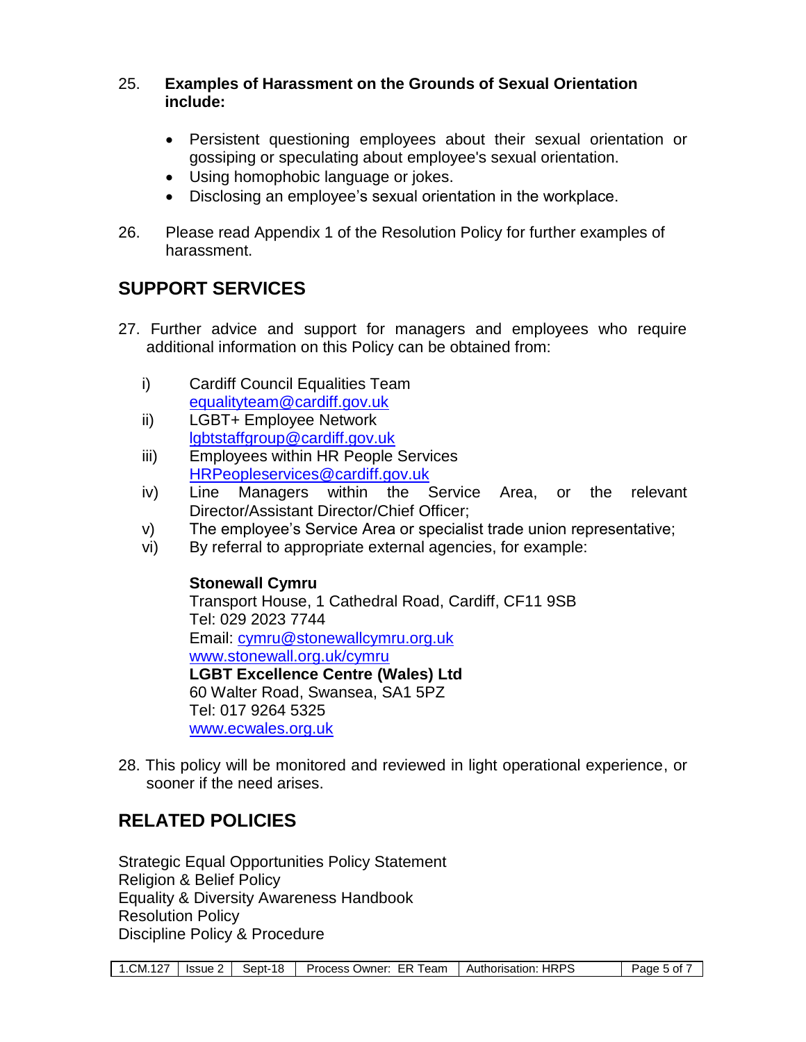25. **Examples of Harassment on the Grounds of Sexual Orientation include:**

    - Persistent questioning employees about their sexual orientation or gossiping or speculating about employee's sexual orientation.
    - Using homophobic language or jokes.
    - Disclosing an employee's sexual orientation in the workplace.

26. Please read Appendix 1 of the Resolution Policy for further examples of harassment.

## SUPPORT SERVICES

27. Further advice and support for managers and employees who require additional information on this Policy can be obtained from:

    i) Cardiff Council Equalities Team
    equalityteam@cardiff.gov.uk

    ii) LGBT+ Employee Network
    lgbtstaffgroup@cardiff.gov.uk

    iii) Employees within HR People Services
    HRPeopleservices@cardiff.gov.uk

    iv) Line Managers within the Service Area, or the relevant Director/Assistant Director/Chief Officer;

    v) The employee's Service Area or specialist trade union representative;

    vi) By referral to appropriate external agencies, for example:

    **Stonewall Cymru**
    Transport House, 1 Cathedral Road, Cardiff, CF11 9SB
    Tel: 029 2023 7744
    Email: cymru@stonewallcymru.org.uk
    www.stonewall.org.uk/cymru

    **LGBT Excellence Centre (Wales) Ltd**
    60 Walter Road, Swansea, SA1 5PZ
    Tel: 017 9264 5325
    www.ecwales.org.uk

28. This policy will be monitored and reviewed in light operational experience, or sooner if the need arises.

## RELATED POLICIES

Strategic Equal Opportunities Policy Statement
Religion & Belief Policy
Equality & Diversity Awareness Handbook
Resolution Policy
Discipline Policy & Procedure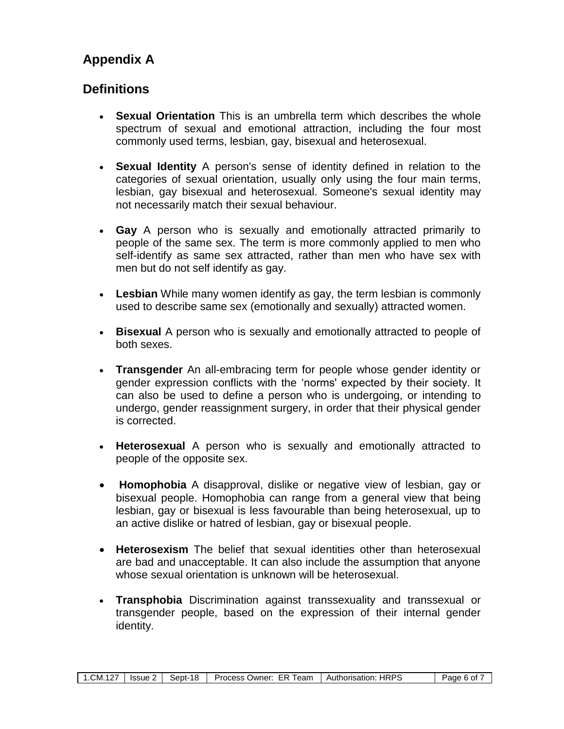## Appendix A

## Definitions

- **Sexual Orientation** This is an umbrella term which describes the whole spectrum of sexual and emotional attraction, including the four most commonly used terms, lesbian, gay, bisexual and heterosexual.

- **Sexual Identity** A person's sense of identity defined in relation to the categories of sexual orientation, usually only using the four main terms, lesbian, gay bisexual and heterosexual. Someone's sexual identity may not necessarily match their sexual behaviour.

- **Gay** A person who is sexually and emotionally attracted primarily to people of the same sex. The term is more commonly applied to men who self-identify as same sex attracted, rather than men who have sex with men but do not self identify as gay.

- **Lesbian** While many women identify as gay, the term lesbian is commonly used to describe same sex (emotionally and sexually) attracted women.

- **Bisexual** A person who is sexually and emotionally attracted to people of both sexes.

- **Transgender** An all-embracing term for people whose gender identity or gender expression conflicts with the 'norms' expected by their society. It can also be used to define a person who is undergoing, or intending to undergo, gender reassignment surgery, in order that their physical gender is corrected.

- **Heterosexual** A person who is sexually and emotionally attracted to people of the opposite sex.

- **Homophobia** A disapproval, dislike or negative view of lesbian, gay or bisexual people. Homophobia can range from a general view that being lesbian, gay or bisexual is less favourable than being heterosexual, up to an active dislike or hatred of lesbian, gay or bisexual people.

- **Heterosexism** The belief that sexual identities other than heterosexual are bad and unacceptable. It can also include the assumption that anyone whose sexual orientation is unknown will be heterosexual.

- **Transphobia** Discrimination against transsexuality and transsexual or transgender people, based on the expression of their internal gender identity.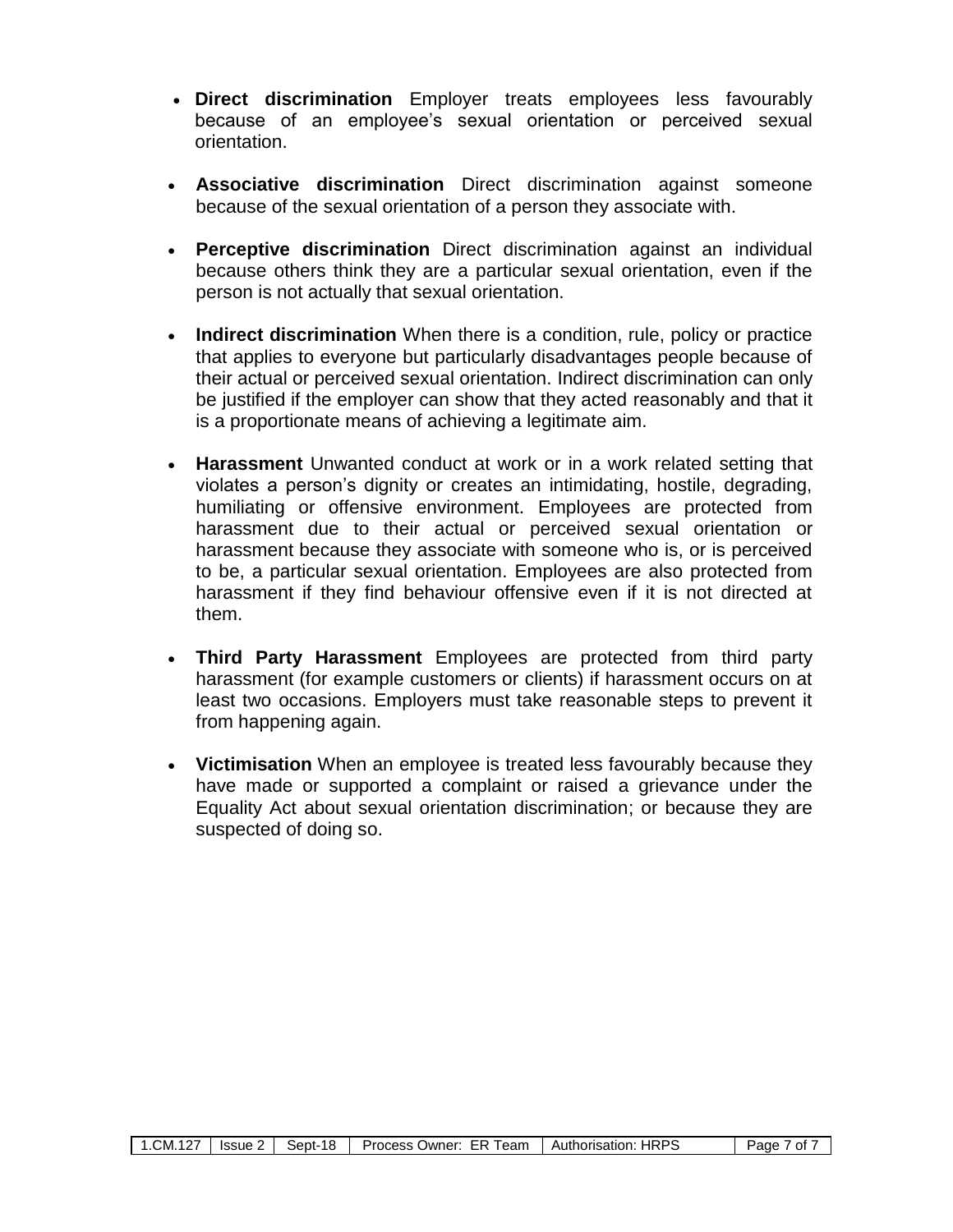- **Direct discrimination** Employer treats employees less favourably because of an employee's sexual orientation or perceived sexual orientation.

- **Associative discrimination** Direct discrimination against someone because of the sexual orientation of a person they associate with.

- **Perceptive discrimination** Direct discrimination against an individual because others think they are a particular sexual orientation, even if the person is not actually that sexual orientation.

- **Indirect discrimination** When there is a condition, rule, policy or practice that applies to everyone but particularly disadvantages people because of their actual or perceived sexual orientation. Indirect discrimination can only be justified if the employer can show that they acted reasonably and that it is a proportionate means of achieving a legitimate aim.

- **Harassment** Unwanted conduct at work or in a work related setting that violates a person's dignity or creates an intimidating, hostile, degrading, humiliating or offensive environment. Employees are protected from harassment due to their actual or perceived sexual orientation or harassment because they associate with someone who is, or is perceived to be, a particular sexual orientation. Employees are also protected from harassment if they find behaviour offensive even if it is not directed at them.

- **Third Party Harassment** Employees are protected from third party harassment (for example customers or clients) if harassment occurs on at least two occasions. Employers must take reasonable steps to prevent it from happening again.

- **Victimisation** When an employee is treated less favourably because they have made or supported a complaint or raised a grievance under the Equality Act about sexual orientation discrimination; or because they are suspected of doing so.